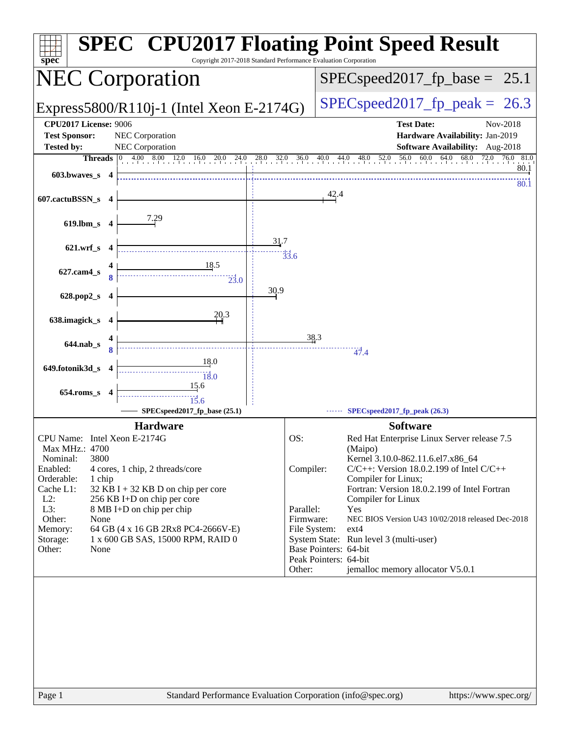# SPEC CPU2017 Floating Point Speed Result

Copyright 2017-2018 Standard Performance Evaluation Corporation

## NEC Corporation

Express5800/R110j-1 (Intel Xeon E-2174G)

SPECspeed2017_fp_base = 25.1

SPECspeed2017_fp_peak = 26.3

**CPU2017 License:** 9006
**Test Sponsor:** NEC Corporation
**Tested by:** NEC Corporation

**Test Date:** Nov-2018
**Hardware Availability:** Jan-2019
**Software Availability:** Aug-2018

| Benchmark | Threads | Base | Peak |
|---|---|---|---|
| 603.bwaves_s | 4 | 80.1 | 80.1 |
| 607.cactuBSSN_s | 4 | 42.4 | |
| 619.lbm_s | 4 | 7.29 | |
| 621.wrf_s | 4 | 31.7 | 33.6 |
| 627.cam4_s | 4 (base) / 8 (peak) | 18.5 | 23.0 |
| 628.pop2_s | 4 | 30.9 | |
| 638.imagick_s | 4 | 20.3 | |
| 644.nab_s | 4 (base) / 8 (peak) | 38.3 | 47.4 |
| 649.fotonik3d_s | 4 | 18.0 | 18.0 |
| 654.roms_s | 4 | 15.6 | 15.6 |

SPECspeed2017_fp_base (25.1)

SPECspeed2017_fp_peak (26.3)

### Hardware

| | |
|---|---|
| CPU Name: | Intel Xeon E-2174G |
| Max MHz.: | 4700 |
| Nominal: | 3800 |
| Enabled: | 4 cores, 1 chip, 2 threads/core |
| Orderable: | 1 chip |
| Cache L1: | 32 KB I + 32 KB D on chip per core |
| L2: | 256 KB I+D on chip per core |
| L3: | 8 MB I+D on chip per chip |
| Other: | None |
| Memory: | 64 GB (4 x 16 GB 2Rx8 PC4-2666V-E) |
| Storage: | 1 x 600 GB SAS, 15000 RPM, RAID 0 |
| Other: | None |

### Software

| | |
|---|---|
| OS: | Red Hat Enterprise Linux Server release 7.5 (Maipo) Kernel 3.10.0-862.11.6.el7.x86_64 |
| Compiler: | C/C++: Version 18.0.2.199 of Intel C/C++ Compiler for Linux; Fortran: Version 18.0.2.199 of Intel Fortran Compiler for Linux |
| Parallel: | Yes |
| Firmware: | NEC BIOS Version U43 10/02/2018 released Dec-2018 |
| File System: | ext4 |
| System State: | Run level 3 (multi-user) |
| Base Pointers: | 64-bit |
| Peak Pointers: | 64-bit |
| Other: | jemalloc memory allocator V5.0.1 |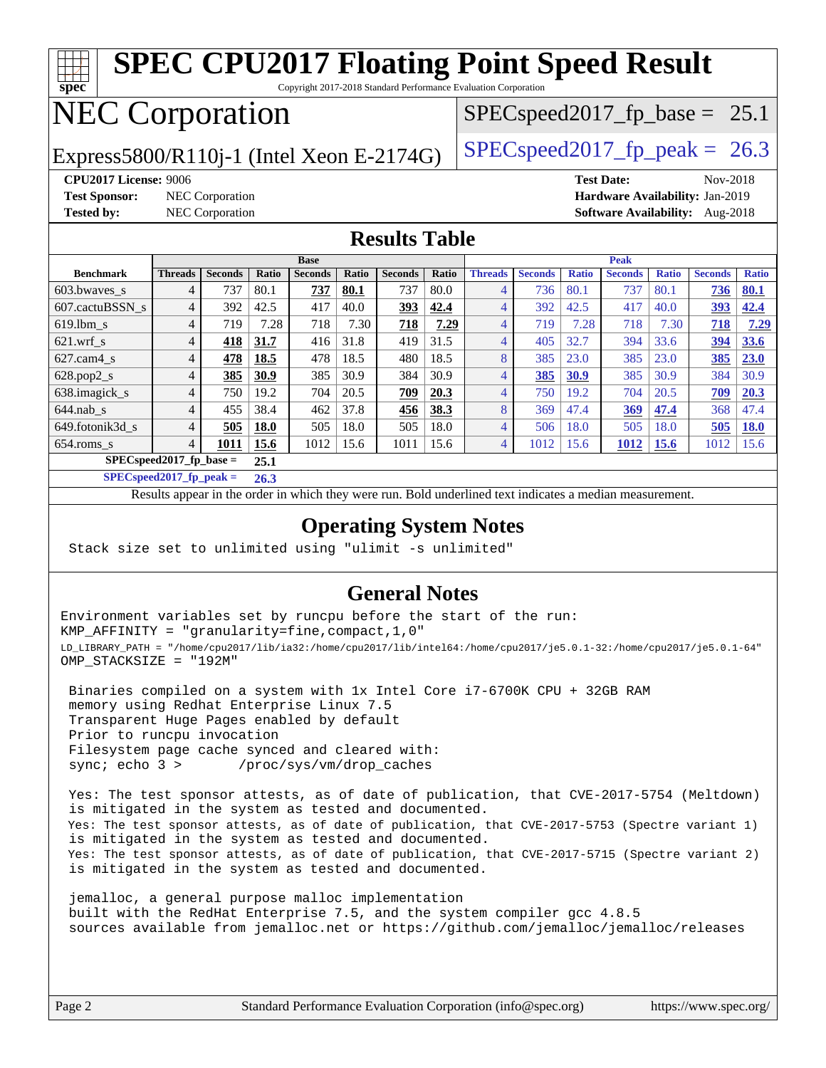# SPEC CPU2017 Floating Point Speed Result

Copyright 2017-2018 Standard Performance Evaluation Corporation

## NEC Corporation

Express5800/R110j-1 (Intel Xeon E-2174G)

SPECspeed2017_fp_base = 25.1

SPECspeed2017_fp_peak = 26.3

**CPU2017 License:** 9006
**Test Sponsor:** NEC Corporation
**Tested by:** NEC Corporation

**Test Date:** Nov-2018
**Hardware Availability:** Jan-2019
**Software Availability:** Aug-2018

## Results Table

| Benchmark | Base | | | | | | | Peak | | | | | | |
|---|---|---|---|---|---|---|---|---|---|---|---|---|---|---|
| | Threads | Seconds | Ratio | Seconds | Ratio | Seconds | Ratio | Threads | Seconds | Ratio | Seconds | Ratio | Seconds | Ratio |
| 603.bwaves_s | 4 | 737 | 80.1 | **737** | **80.1** | 737 | 80.0 | 4 | 736 | 80.1 | 737 | 80.1 | **736** | **80.1** |
| 607.cactuBSSN_s | 4 | 392 | 42.5 | 417 | 40.0 | **393** | **42.4** | 4 | 392 | 42.5 | 417 | 40.0 | **393** | **42.4** |
| 619.lbm_s | 4 | 719 | 7.28 | 718 | 7.30 | **718** | **7.29** | 4 | 719 | 7.28 | 718 | 7.30 | **718** | **7.29** |
| 621.wrf_s | 4 | **418** | **31.7** | 416 | 31.8 | 419 | 31.5 | 4 | 405 | 32.7 | 394 | 33.6 | **394** | **33.6** |
| 627.cam4_s | 4 | **478** | **18.5** | 478 | 18.5 | 480 | 18.5 | 8 | 385 | 23.0 | 385 | 23.0 | **385** | **23.0** |
| 628.pop2_s | 4 | **385** | **30.9** | 385 | 30.9 | 384 | 30.9 | 4 | **385** | **30.9** | 385 | 30.9 | 384 | 30.9 |
| 638.imagick_s | 4 | 750 | 19.2 | 704 | 20.5 | **709** | **20.3** | 4 | 750 | 19.2 | 704 | 20.5 | **709** | **20.3** |
| 644.nab_s | 4 | 455 | 38.4 | 462 | 37.8 | **456** | **38.3** | 8 | 369 | 47.4 | **369** | **47.4** | 368 | 47.4 |
| 649.fotonik3d_s | 4 | **505** | **18.0** | 505 | 18.0 | 505 | 18.0 | 4 | 506 | 18.0 | 505 | 18.0 | **505** | **18.0** |
| 654.roms_s | 4 | **1011** | **15.6** | 1012 | 15.6 | 1011 | 15.6 | 4 | 1012 | 15.6 | **1012** | **15.6** | 1012 | 15.6 |

**SPECspeed2017_fp_base = 25.1**

**SPECspeed2017_fp_peak = 26.3**

Results appear in the order in which they were run. Bold underlined text indicates a median measurement.

## Operating System Notes

```
Stack size set to unlimited using "ulimit -s unlimited"
```

## General Notes

```
Environment variables set by runcpu before the start of the run:
KMP_AFFINITY = "granularity=fine,compact,1,0"
LD_LIBRARY_PATH = "/home/cpu2017/lib/ia32:/home/cpu2017/lib/intel64:/home/cpu2017/je5.0.1-32:/home/cpu2017/je5.0.1-64"
OMP_STACKSIZE = "192M"

 Binaries compiled on a system with 1x Intel Core i7-6700K CPU + 32GB RAM
 memory using Redhat Enterprise Linux 7.5
 Transparent Huge Pages enabled by default
 Prior to runcpu invocation
 Filesystem page cache synced and cleared with:
 sync; echo 3 >       /proc/sys/vm/drop_caches

 Yes: The test sponsor attests, as of date of publication, that CVE-2017-5754 (Meltdown)
 is mitigated in the system as tested and documented.
 Yes: The test sponsor attests, as of date of publication, that CVE-2017-5753 (Spectre variant 1)
 is mitigated in the system as tested and documented.
 Yes: The test sponsor attests, as of date of publication, that CVE-2017-5715 (Spectre variant 2)
 is mitigated in the system as tested and documented.

 jemalloc, a general purpose malloc implementation
 built with the RedHat Enterprise 7.5, and the system compiler gcc 4.8.5
 sources available from jemalloc.net or https://github.com/jemalloc/jemalloc/releases
```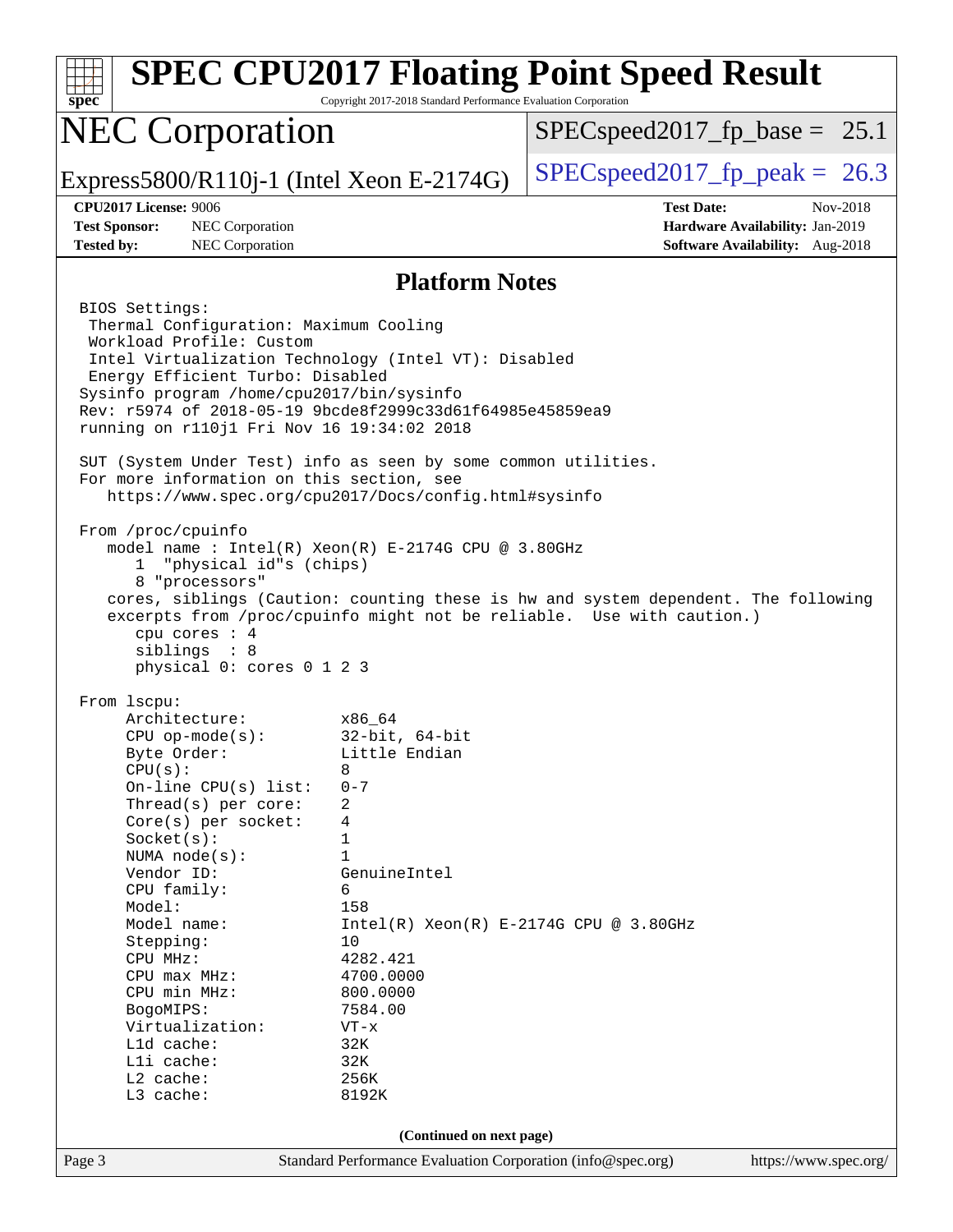# SPEC CPU2017 Floating Point Speed Result

Copyright 2017-2018 Standard Performance Evaluation Corporation

## NEC Corporation

Express5800/R110j-1 (Intel Xeon E-2174G)

SPECspeed2017_fp_base = 25.1

SPECspeed2017_fp_peak = 26.3

**CPU2017 License:** 9006
**Test Sponsor:** NEC Corporation
**Tested by:** NEC Corporation

**Test Date:** Nov-2018
**Hardware Availability:** Jan-2019
**Software Availability:** Aug-2018

### Platform Notes

```
BIOS Settings:
 Thermal Configuration: Maximum Cooling
 Workload Profile: Custom
 Intel Virtualization Technology (Intel VT): Disabled
 Energy Efficient Turbo: Disabled
Sysinfo program /home/cpu2017/bin/sysinfo
Rev: r5974 of 2018-05-19 9bcde8f2999c33d61f64985e45859ea9
running on r110j1 Fri Nov 16 19:34:02 2018

SUT (System Under Test) info as seen by some common utilities.
For more information on this section, see
   https://www.spec.org/cpu2017/Docs/config.html#sysinfo

From /proc/cpuinfo
   model name : Intel(R) Xeon(R) E-2174G CPU @ 3.80GHz
      1  "physical id"s (chips)
      8 "processors"
   cores, siblings (Caution: counting these is hw and system dependent. The following
   excerpts from /proc/cpuinfo might not be reliable.  Use with caution.)
      cpu cores : 4
      siblings  : 8
      physical 0: cores 0 1 2 3

From lscpu:
     Architecture:          x86_64
     CPU op-mode(s):        32-bit, 64-bit
     Byte Order:            Little Endian
     CPU(s):                8
     On-line CPU(s) list:   0-7
     Thread(s) per core:    2
     Core(s) per socket:    4
     Socket(s):             1
     NUMA node(s):          1
     Vendor ID:             GenuineIntel
     CPU family:            6
     Model:                 158
     Model name:            Intel(R) Xeon(R) E-2174G CPU @ 3.80GHz
     Stepping:              10
     CPU MHz:               4282.421
     CPU max MHz:           4700.0000
     CPU min MHz:           800.0000
     BogoMIPS:              7584.00
     Virtualization:        VT-x
     L1d cache:             32K
     L1i cache:             32K
     L2 cache:              256K
     L3 cache:              8192K
```

**(Continued on next page)**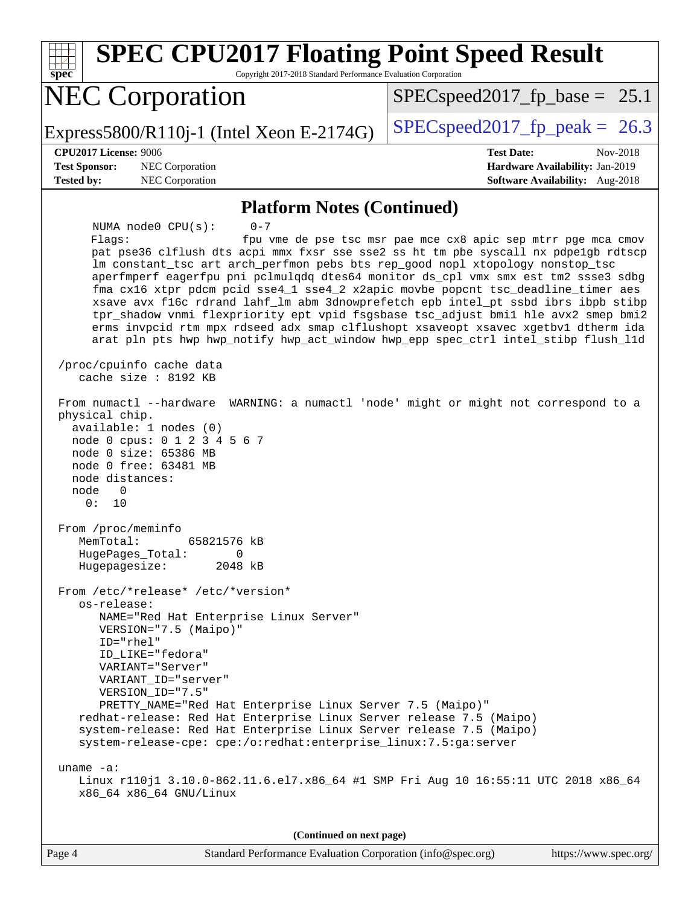## Platform Notes (Continued)

```
     NUMA node0 CPU(s):      0-7
     Flags:                  fpu vme de pse tsc msr pae mce cx8 apic sep mtrr pge mca cmov
     pat pse36 clflush dts acpi mmx fxsr sse sse2 ss ht tm pbe syscall nx pdpe1gb rdtscp
     lm constant_tsc art arch_perfmon pebs bts rep_good nopl xtopology nonstop_tsc
     aperfmperf eagerfpu pni pclmulqdq dtes64 monitor ds_cpl vmx smx est tm2 ssse3 sdbg
     fma cx16 xtpr pdcm pcid sse4_1 sse4_2 x2apic movbe popcnt tsc_deadline_timer aes
     xsave avx f16c rdrand lahf_lm abm 3dnowprefetch epb intel_pt ssbd ibrs ibpb stibp
     tpr_shadow vnmi flexpriority ept vpid fsgsbase tsc_adjust bmi1 hle avx2 smep bmi2
     erms invpcid rtm mpx rdseed adx smap clflushopt xsaveopt xsavec xgetbv1 dtherm ida
     arat pln pts hwp hwp_notify hwp_act_window hwp_epp spec_ctrl intel_stibp flush_l1d

 /proc/cpuinfo cache data
    cache size : 8192 KB

 From numactl --hardware  WARNING: a numactl 'node' might or might not correspond to a
 physical chip.
   available: 1 nodes (0)
   node 0 cpus: 0 1 2 3 4 5 6 7
   node 0 size: 65386 MB
   node 0 free: 63481 MB
   node distances:
   node   0
     0:  10

 From /proc/meminfo
    MemTotal:       65821576 kB
    HugePages_Total:       0
    Hugepagesize:       2048 kB

 From /etc/*release* /etc/*version*
    os-release:
       NAME="Red Hat Enterprise Linux Server"
       VERSION="7.5 (Maipo)"
       ID="rhel"
       ID_LIKE="fedora"
       VARIANT="Server"
       VARIANT_ID="server"
       VERSION_ID="7.5"
       PRETTY_NAME="Red Hat Enterprise Linux Server 7.5 (Maipo)"
    redhat-release: Red Hat Enterprise Linux Server release 7.5 (Maipo)
    system-release: Red Hat Enterprise Linux Server release 7.5 (Maipo)
    system-release-cpe: cpe:/o:redhat:enterprise_linux:7.5:ga:server

 uname -a:
    Linux r110j1 3.10.0-862.11.6.el7.x86_64 #1 SMP Fri Aug 10 16:55:11 UTC 2018 x86_64
    x86_64 x86_64 GNU/Linux
```

**(Continued on next page)**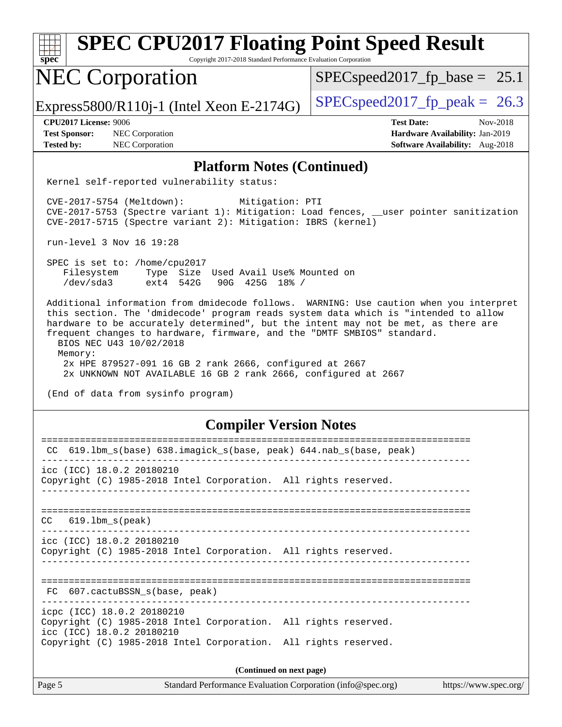## Platform Notes (Continued)

```
Kernel self-reported vulnerability status:

CVE-2017-5754 (Meltdown):          Mitigation: PTI
CVE-2017-5753 (Spectre variant 1): Mitigation: Load fences, __user pointer sanitization
CVE-2017-5715 (Spectre variant 2): Mitigation: IBRS (kernel)

run-level 3 Nov 16 19:28

SPEC is set to: /home/cpu2017
   Filesystem     Type  Size  Used Avail Use% Mounted on
   /dev/sda3      ext4  542G   90G  425G  18% /

Additional information from dmidecode follows.  WARNING: Use caution when you interpret
this section. The 'dmidecode' program reads system data which is "intended to allow
hardware to be accurately determined", but the intent may not be met, as there are
frequent changes to hardware, firmware, and the "DMTF SMBIOS" standard.
  BIOS NEC U43 10/02/2018
  Memory:
   2x HPE 879527-091 16 GB 2 rank 2666, configured at 2667
   2x UNKNOWN NOT AVAILABLE 16 GB 2 rank 2666, configured at 2667

(End of data from sysinfo program)
```

## Compiler Version Notes

```
==============================================================================
 CC  619.lbm_s(base) 638.imagick_s(base, peak) 644.nab_s(base, peak)
------------------------------------------------------------------------------
icc (ICC) 18.0.2 20180210
Copyright (C) 1985-2018 Intel Corporation.  All rights reserved.
------------------------------------------------------------------------------

==============================================================================
CC   619.lbm_s(peak)
------------------------------------------------------------------------------
icc (ICC) 18.0.2 20180210
Copyright (C) 1985-2018 Intel Corporation.  All rights reserved.
------------------------------------------------------------------------------

==============================================================================
 FC  607.cactuBSSN_s(base, peak)
------------------------------------------------------------------------------
icpc (ICC) 18.0.2 20180210
Copyright (C) 1985-2018 Intel Corporation.  All rights reserved.
icc (ICC) 18.0.2 20180210
Copyright (C) 1985-2018 Intel Corporation.  All rights reserved.
```

(Continued on next page)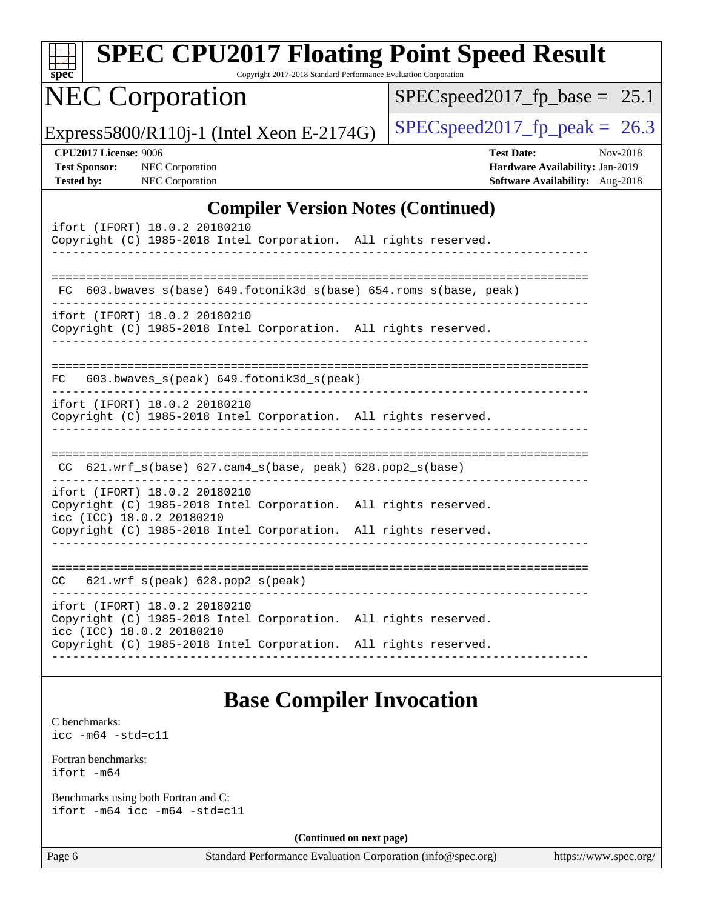# SPEC CPU2017 Floating Point Speed Result

Copyright 2017-2018 Standard Performance Evaluation Corporation

## NEC Corporation

Express5800/R110j-1 (Intel Xeon E-2174G)

SPECspeed2017_fp_base = 25.1

SPECspeed2017_fp_peak = 26.3

**CPU2017 License:** 9006
**Test Sponsor:** NEC Corporation
**Tested by:** NEC Corporation

**Test Date:** Nov-2018
**Hardware Availability:** Jan-2019
**Software Availability:** Aug-2018

## Compiler Version Notes (Continued)

```
ifort (IFORT) 18.0.2 20180210
Copyright (C) 1985-2018 Intel Corporation.  All rights reserved.
------------------------------------------------------------------------------

==============================================================================
 FC  603.bwaves_s(base) 649.fotonik3d_s(base) 654.roms_s(base, peak)
------------------------------------------------------------------------------
ifort (IFORT) 18.0.2 20180210
Copyright (C) 1985-2018 Intel Corporation.  All rights reserved.
------------------------------------------------------------------------------

==============================================================================
FC   603.bwaves_s(peak) 649.fotonik3d_s(peak)
------------------------------------------------------------------------------
ifort (IFORT) 18.0.2 20180210
Copyright (C) 1985-2018 Intel Corporation.  All rights reserved.
------------------------------------------------------------------------------

==============================================================================
 CC  621.wrf_s(base) 627.cam4_s(base, peak) 628.pop2_s(base)
------------------------------------------------------------------------------
ifort (IFORT) 18.0.2 20180210
Copyright (C) 1985-2018 Intel Corporation.  All rights reserved.
icc (ICC) 18.0.2 20180210
Copyright (C) 1985-2018 Intel Corporation.  All rights reserved.
------------------------------------------------------------------------------

==============================================================================
CC   621.wrf_s(peak) 628.pop2_s(peak)
------------------------------------------------------------------------------
ifort (IFORT) 18.0.2 20180210
Copyright (C) 1985-2018 Intel Corporation.  All rights reserved.
icc (ICC) 18.0.2 20180210
Copyright (C) 1985-2018 Intel Corporation.  All rights reserved.
------------------------------------------------------------------------------
```

## Base Compiler Invocation

C benchmarks:
icc -m64 -std=c11

Fortran benchmarks:
ifort -m64

Benchmarks using both Fortran and C:
ifort -m64 icc -m64 -std=c11

**(Continued on next page)**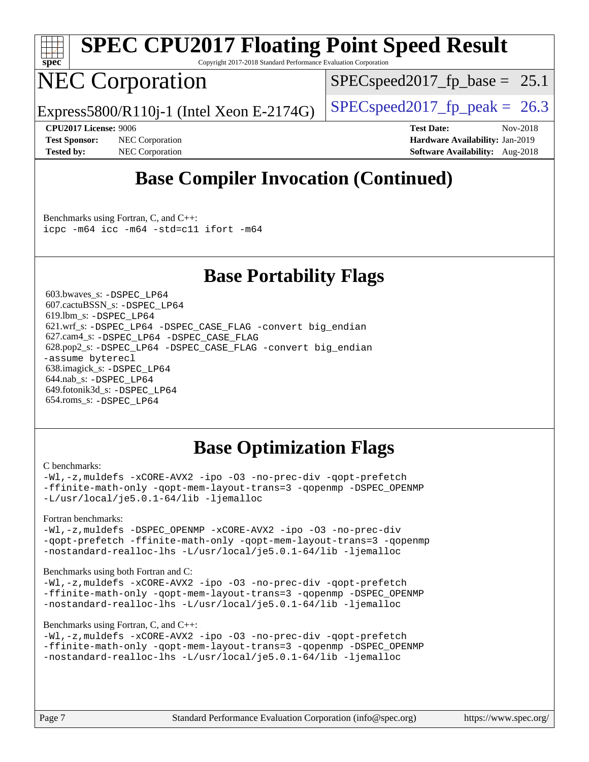# SPEC CPU2017 Floating Point Speed Result

Copyright 2017-2018 Standard Performance Evaluation Corporation

# NEC Corporation

Express5800/R110j-1 (Intel Xeon E-2174G)

SPECspeed2017_fp_base = 25.1

SPECspeed2017_fp_peak = 26.3

**CPU2017 License:** 9006
**Test Sponsor:** NEC Corporation
**Tested by:** NEC Corporation

**Test Date:** Nov-2018
**Hardware Availability:** Jan-2019
**Software Availability:** Aug-2018

## Base Compiler Invocation (Continued)

Benchmarks using Fortran, C, and C++:
`icpc -m64 icc -m64 -std=c11 ifort -m64`

## Base Portability Flags

603.bwaves_s: `-DSPEC_LP64`
607.cactuBSSN_s: `-DSPEC_LP64`
619.lbm_s: `-DSPEC_LP64`
621.wrf_s: `-DSPEC_LP64 -DSPEC_CASE_FLAG -convert big_endian`
627.cam4_s: `-DSPEC_LP64 -DSPEC_CASE_FLAG`
628.pop2_s: `-DSPEC_LP64 -DSPEC_CASE_FLAG -convert big_endian -assume byterecl`
638.imagick_s: `-DSPEC_LP64`
644.nab_s: `-DSPEC_LP64`
649.fotonik3d_s: `-DSPEC_LP64`
654.roms_s: `-DSPEC_LP64`

## Base Optimization Flags

C benchmarks:
```
-Wl,-z,muldefs -xCORE-AVX2 -ipo -O3 -no-prec-div -qopt-prefetch
-ffinite-math-only -qopt-mem-layout-trans=3 -qopenmp -DSPEC_OPENMP
-L/usr/local/je5.0.1-64/lib -ljemalloc
```

Fortran benchmarks:
```
-Wl,-z,muldefs -DSPEC_OPENMP -xCORE-AVX2 -ipo -O3 -no-prec-div
-qopt-prefetch -ffinite-math-only -qopt-mem-layout-trans=3 -qopenmp
-nostandard-realloc-lhs -L/usr/local/je5.0.1-64/lib -ljemalloc
```

Benchmarks using both Fortran and C:
```
-Wl,-z,muldefs -xCORE-AVX2 -ipo -O3 -no-prec-div -qopt-prefetch
-ffinite-math-only -qopt-mem-layout-trans=3 -qopenmp -DSPEC_OPENMP
-nostandard-realloc-lhs -L/usr/local/je5.0.1-64/lib -ljemalloc
```

Benchmarks using Fortran, C, and C++:
```
-Wl,-z,muldefs -xCORE-AVX2 -ipo -O3 -no-prec-div -qopt-prefetch
-ffinite-math-only -qopt-mem-layout-trans=3 -qopenmp -DSPEC_OPENMP
-nostandard-realloc-lhs -L/usr/local/je5.0.1-64/lib -ljemalloc
```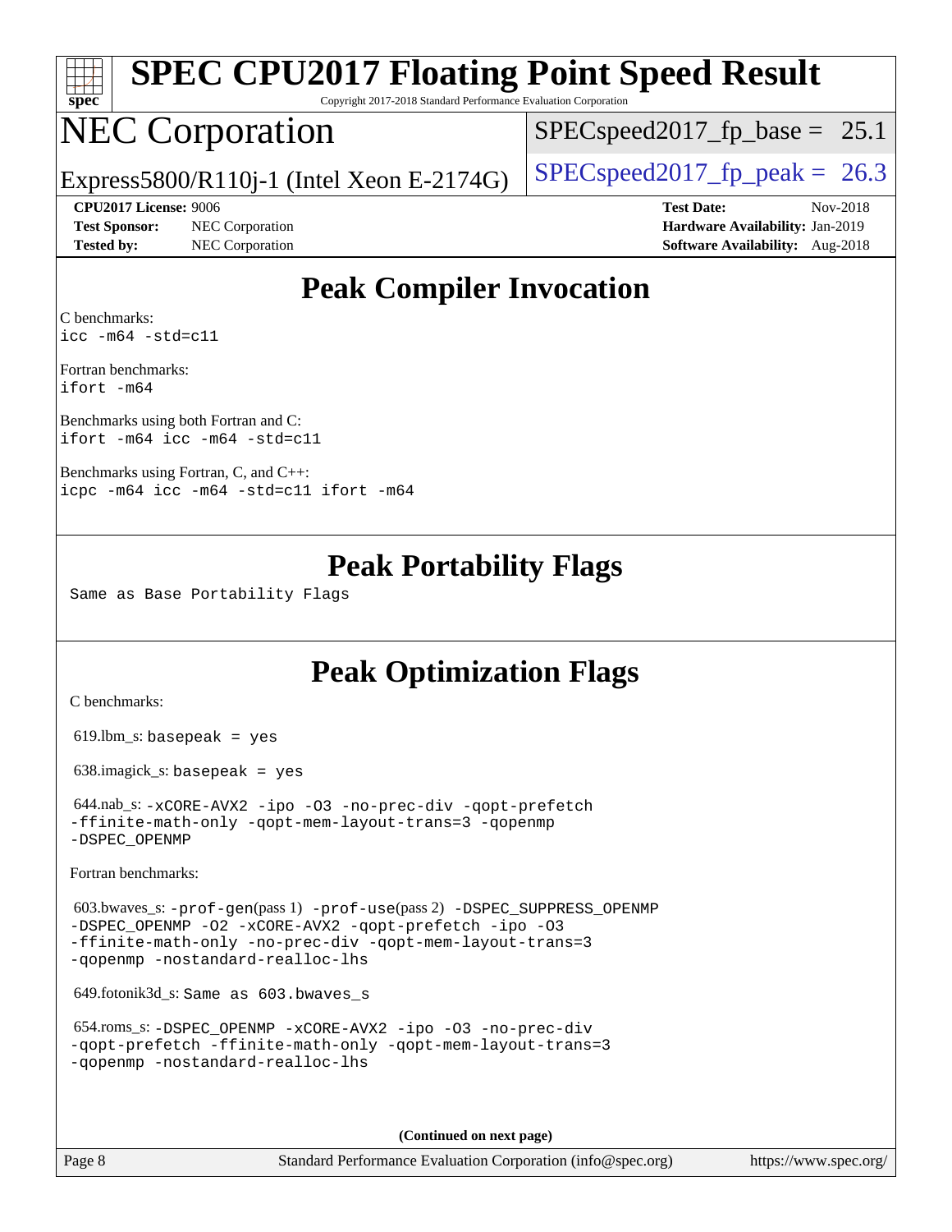# SPEC CPU2017 Floating Point Speed Result

Copyright 2017-2018 Standard Performance Evaluation Corporation

# NEC Corporation

Express5800/R110j-1 (Intel Xeon E-2174G)

SPECspeed2017_fp_base = 25.1

SPECspeed2017_fp_peak = 26.3

**CPU2017 License:** 9006
**Test Sponsor:** NEC Corporation
**Tested by:** NEC Corporation

**Test Date:** Nov-2018
**Hardware Availability:** Jan-2019
**Software Availability:** Aug-2018

## Peak Compiler Invocation

C benchmarks:
```
icc -m64 -std=c11
```

Fortran benchmarks:
```
ifort -m64
```

Benchmarks using both Fortran and C:
```
ifort -m64 icc -m64 -std=c11
```

Benchmarks using Fortran, C, and C++:
```
icpc -m64 icc -m64 -std=c11 ifort -m64
```

## Peak Portability Flags

Same as Base Portability Flags

## Peak Optimization Flags

C benchmarks:

619.lbm_s: `basepeak = yes`

638.imagick_s: `basepeak = yes`

644.nab_s: `-xCORE-AVX2 -ipo -O3 -no-prec-div -qopt-prefetch -ffinite-math-only -qopt-mem-layout-trans=3 -qopenmp -DSPEC_OPENMP`

Fortran benchmarks:

603.bwaves_s: `-prof-gen`(pass 1) `-prof-use`(pass 2) `-DSPEC_SUPPRESS_OPENMP -DSPEC_OPENMP -O2 -xCORE-AVX2 -qopt-prefetch -ipo -O3 -ffinite-math-only -no-prec-div -qopt-mem-layout-trans=3 -qopenmp -nostandard-realloc-lhs`

649.fotonik3d_s: `Same as 603.bwaves_s`

654.roms_s: `-DSPEC_OPENMP -xCORE-AVX2 -ipo -O3 -no-prec-div -qopt-prefetch -ffinite-math-only -qopt-mem-layout-trans=3 -qopenmp -nostandard-realloc-lhs`

**(Continued on next page)**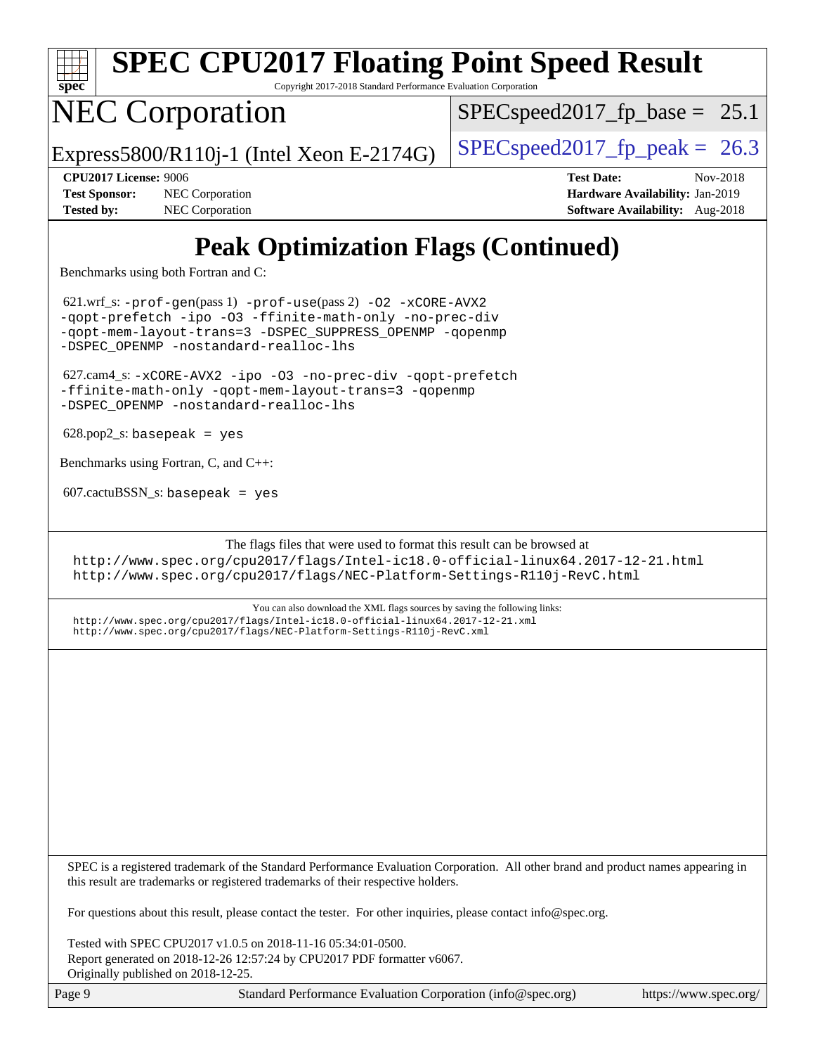# Peak Optimization Flags (Continued)

Benchmarks using both Fortran and C:

621.wrf_s: `-prof-gen`(pass 1) `-prof-use`(pass 2) `-O2 -xCORE-AVX2 -qopt-prefetch -ipo -O3 -ffinite-math-only -no-prec-div -qopt-mem-layout-trans=3 -DSPEC_SUPPRESS_OPENMP -qopenmp -DSPEC_OPENMP -nostandard-realloc-lhs`

627.cam4_s: `-xCORE-AVX2 -ipo -O3 -no-prec-div -qopt-prefetch -ffinite-math-only -qopt-mem-layout-trans=3 -qopenmp -DSPEC_OPENMP -nostandard-realloc-lhs`

628.pop2_s: `basepeak = yes`

Benchmarks using Fortran, C, and C++:

607.cactuBSSN_s: `basepeak = yes`

The flags files that were used to format this result can be browsed at
http://www.spec.org/cpu2017/flags/Intel-ic18.0-official-linux64.2017-12-21.html
http://www.spec.org/cpu2017/flags/NEC-Platform-Settings-R110j-RevC.html

You can also download the XML flags sources by saving the following links:
http://www.spec.org/cpu2017/flags/Intel-ic18.0-official-linux64.2017-12-21.xml
http://www.spec.org/cpu2017/flags/NEC-Platform-Settings-R110j-RevC.xml

SPEC is a registered trademark of the Standard Performance Evaluation Corporation. All other brand and product names appearing in this result are trademarks or registered trademarks of their respective holders.

For questions about this result, please contact the tester. For other inquiries, please contact info@spec.org.

Tested with SPEC CPU2017 v1.0.5 on 2018-11-16 05:34:01-0500.
Report generated on 2018-12-26 12:57:24 by CPU2017 PDF formatter v6067.
Originally published on 2018-12-25.